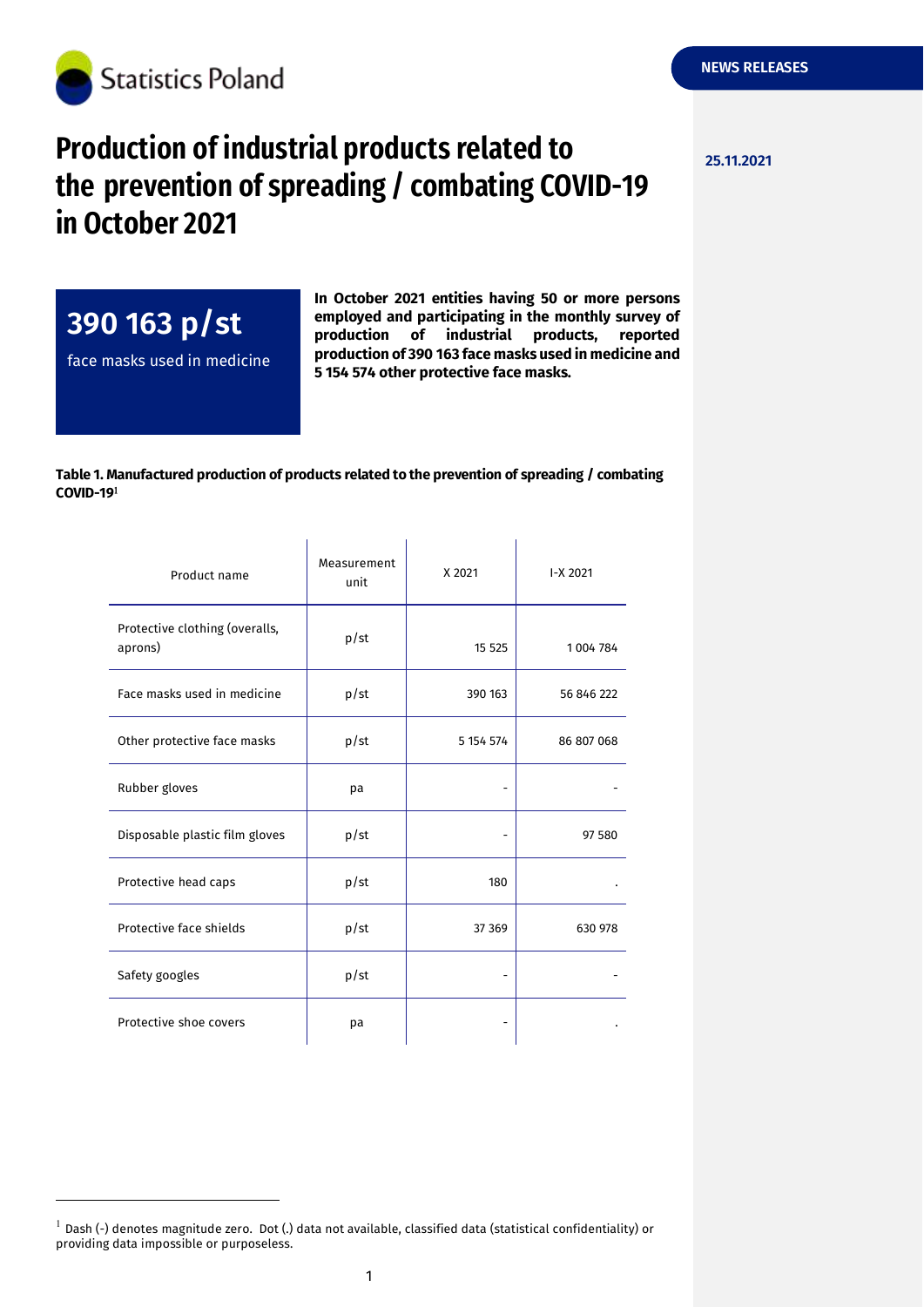Statistics Poland

NEWS RELEASES

25.11.2021

# Production of industrial products related to the prevention of spreading / combating COVID-19 in October 2021

**390 163 p/st**

face masks used in medicine

**In October 2021 entities having 50 or more persons employed and participating in the monthly survey of production of industrial products, reported production of 390 163 face masks used in medicine and 5 154 574 other protective face masks.**

**Table 1. Manufactured production of products related to the prevention of spreading / combating COVID-19**[1]

| Product name | Measurement unit | X 2021 | I-X 2021 |
|---|---|---|---|
| Protective clothing (overalls, aprons) | p/st | 15 525 | 1 004 784 |
| Face masks used in medicine | p/st | 390 163 | 56 846 222 |
| Other protective face masks | p/st | 5 154 574 | 86 807 068 |
| Rubber gloves | pa | - | - |
| Disposable plastic film gloves | p/st | - | 97 580 |
| Protective head caps | p/st | 180 | . |
| Protective face shields | p/st | 37 369 | 630 978 |
| Safety googles | p/st | - | - |
| Protective shoe covers | pa | - | . |

[1] Dash (-) denotes magnitude zero. Dot (.) data not available, classified data (statistical confidentiality) or providing data impossible or purposeless.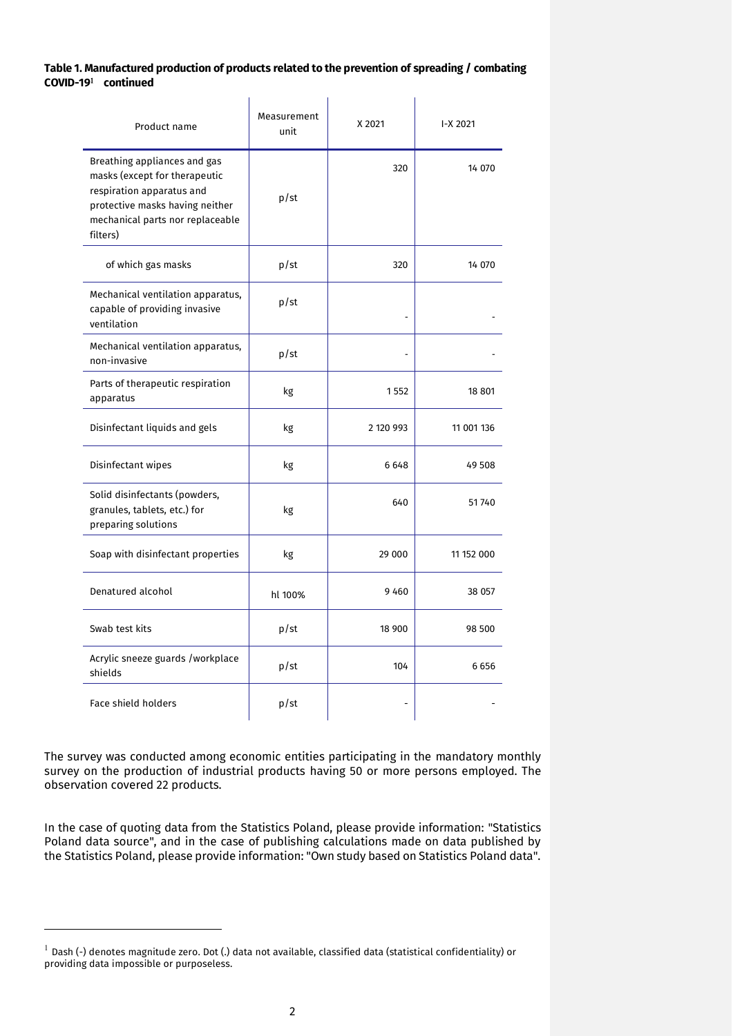**Table 1. Manufactured production of products related to the prevention of spreading / combating COVID-19[1] continued**

| Product name | Measurement unit | X 2021 | I-X 2021 |
|---|---|---|---|
| Breathing appliances and gas masks (except for therapeutic respiration apparatus and protective masks having neither mechanical parts nor replaceable filters) | p/st | 320 | 14 070 |
| of which gas masks | p/st | 320 | 14 070 |
| Mechanical ventilation apparatus, capable of providing invasive ventilation | p/st | - | - |
| Mechanical ventilation apparatus, non-invasive | p/st | - | - |
| Parts of therapeutic respiration apparatus | kg | 1 552 | 18 801 |
| Disinfectant liquids and gels | kg | 2 120 993 | 11 001 136 |
| Disinfectant wipes | kg | 6 648 | 49 508 |
| Solid disinfectants (powders, granules, tablets, etc.) for preparing solutions | kg | 640 | 51 740 |
| Soap with disinfectant properties | kg | 29 000 | 11 152 000 |
| Denatured alcohol | hl 100% | 9 460 | 38 057 |
| Swab test kits | p/st | 18 900 | 98 500 |
| Acrylic sneeze guards /workplace shields | p/st | 104 | 6 656 |
| Face shield holders | p/st | - | - |

The survey was conducted among economic entities participating in the mandatory monthly survey on the production of industrial products having 50 or more persons employed. The observation covered 22 products.

In the case of quoting data from the Statistics Poland, please provide information: "Statistics Poland data source", and in the case of publishing calculations made on data published by the Statistics Poland, please provide information: "Own study based on Statistics Poland data".

[1] Dash (-) denotes magnitude zero. Dot (.) data not available, classified data (statistical confidentiality) or providing data impossible or purposeless.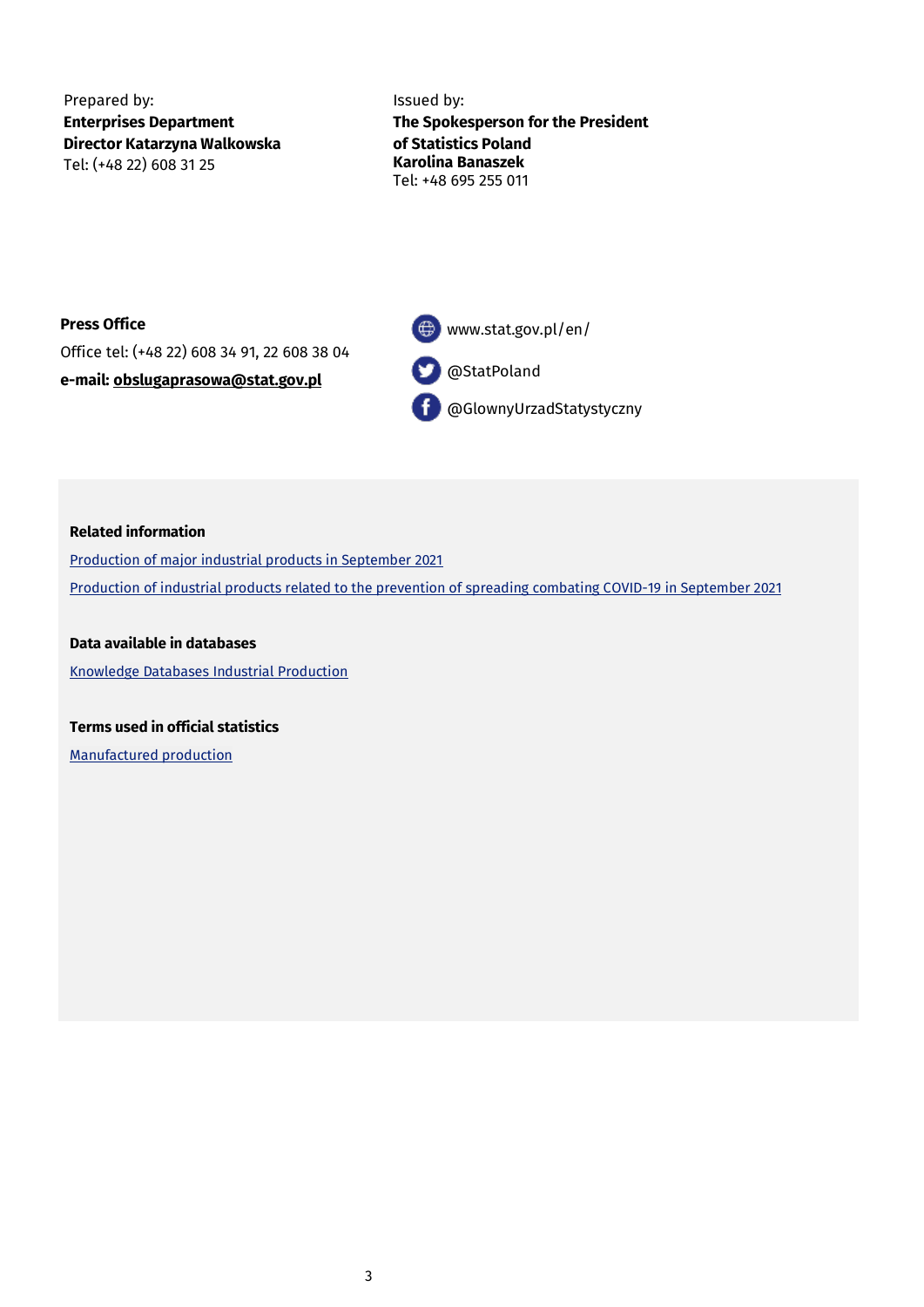Prepared by:
**Enterprises Department**
**Director Katarzyna Walkowska**
Tel: (+48 22) 608 31 25

Issued by:
**The Spokesperson for the President of Statistics Poland**
**Karolina Banaszek**
Tel: +48 695 255 011

**Press Office**
Office tel: (+48 22) 608 34 91, 22 608 38 04
**e-mail: obslugaprasowa@stat.gov.pl**

www.stat.gov.pl/en/
@StatPoland
@GlownyUrzadStatystyczny

**Related information**

Production of major industrial products in September 2021

Production of industrial products related to the prevention of spreading combating COVID-19 in September 2021

**Data available in databases**

Knowledge Databases Industrial Production

**Terms used in official statistics**

Manufactured production